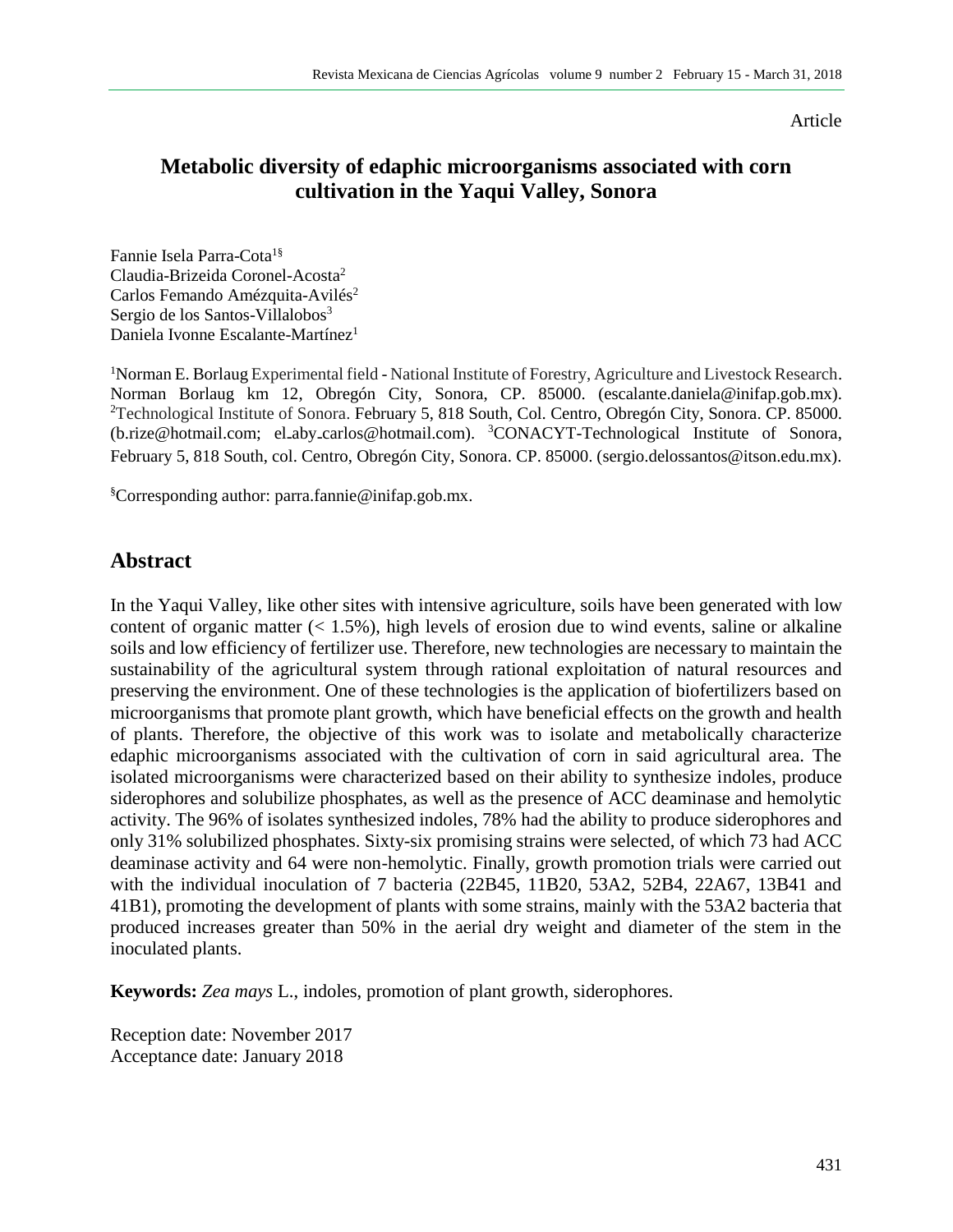Article

# Metabolic diversity of edaphic microorganisms associated with corn cultivation in the Yaqui Valley, Sonora

Fannie Isela Parra-Cota[1§]
Claudia-Brizeida Coronel-Acosta[2]
Carlos Femando Amézquita-Avilés[2]
Sergio de los Santos-Villalobos[3]
Daniela Ivonne Escalante-Martínez[1]

[1]Norman E. Borlaug Experimental field - National Institute of Forestry, Agriculture and Livestock Research. Norman Borlaug km 12, Obregón City, Sonora, CP. 85000. (escalante.daniela@inifap.gob.mx). [2]Technological Institute of Sonora. February 5, 818 South, Col. Centro, Obregón City, Sonora. CP. 85000. (b.rize@hotmail.com; el_aby_carlos@hotmail.com). [3]CONACYT-Technological Institute of Sonora, February 5, 818 South, col. Centro, Obregón City, Sonora. CP. 85000. (sergio.delossantos@itson.edu.mx).

[§]Corresponding author: parra.fannie@inifap.gob.mx.

## Abstract

In the Yaqui Valley, like other sites with intensive agriculture, soils have been generated with low content of organic matter (< 1.5%), high levels of erosion due to wind events, saline or alkaline soils and low efficiency of fertilizer use. Therefore, new technologies are necessary to maintain the sustainability of the agricultural system through rational exploitation of natural resources and preserving the environment. One of these technologies is the application of biofertilizers based on microorganisms that promote plant growth, which have beneficial effects on the growth and health of plants. Therefore, the objective of this work was to isolate and metabolically characterize edaphic microorganisms associated with the cultivation of corn in said agricultural area. The isolated microorganisms were characterized based on their ability to synthesize indoles, produce siderophores and solubilize phosphates, as well as the presence of ACC deaminase and hemolytic activity. The 96% of isolates synthesized indoles, 78% had the ability to produce siderophores and only 31% solubilized phosphates. Sixty-six promising strains were selected, of which 73 had ACC deaminase activity and 64 were non-hemolytic. Finally, growth promotion trials were carried out with the individual inoculation of 7 bacteria (22B45, 11B20, 53A2, 52B4, 22A67, 13B41 and 41B1), promoting the development of plants with some strains, mainly with the 53A2 bacteria that produced increases greater than 50% in the aerial dry weight and diameter of the stem in the inoculated plants.

**Keywords:** *Zea mays* L., indoles, promotion of plant growth, siderophores.

Reception date: November 2017
Acceptance date: January 2018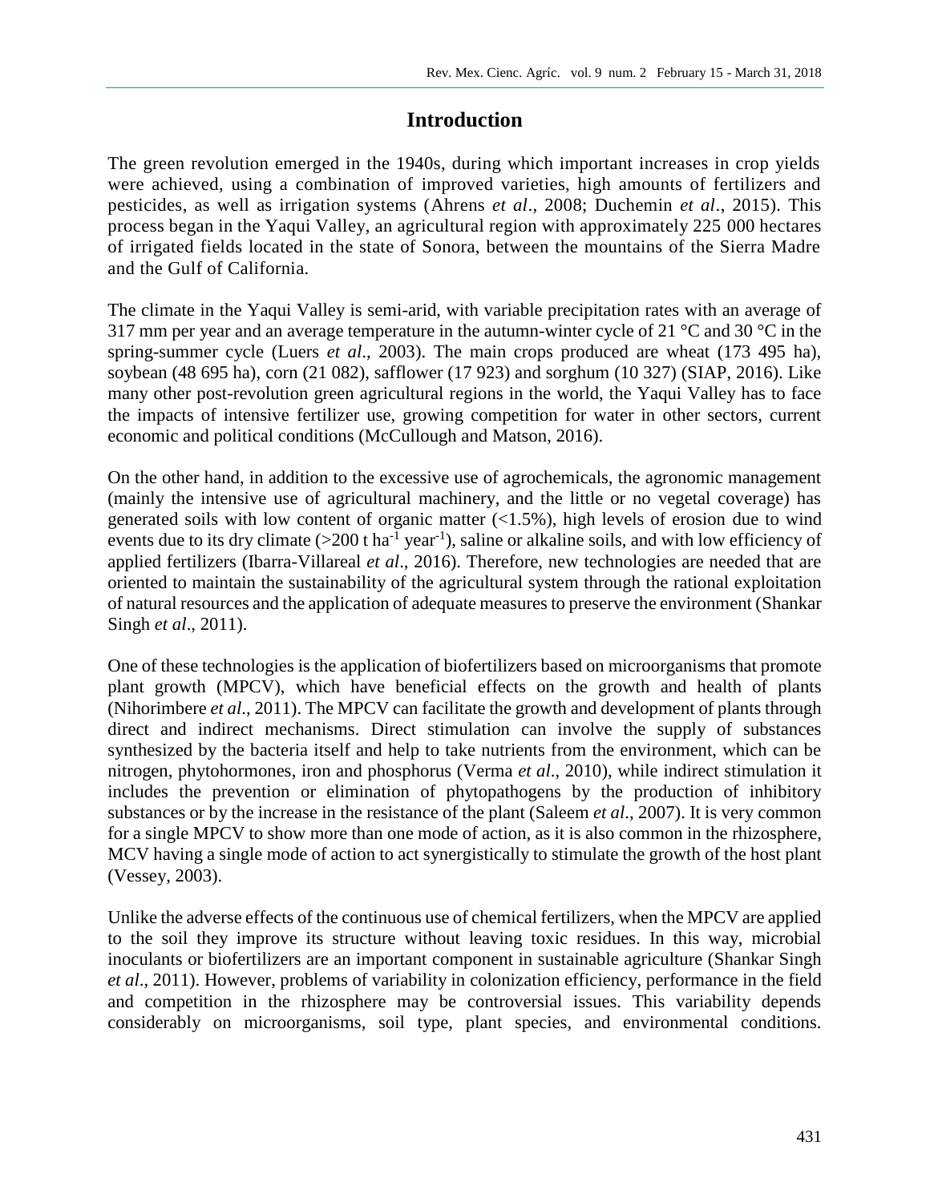## Introduction

The green revolution emerged in the 1940s, during which important increases in crop yields were achieved, using a combination of improved varieties, high amounts of fertilizers and pesticides, as well as irrigation systems (Ahrens *et al*., 2008; Duchemin *et al*., 2015). This process began in the Yaqui Valley, an agricultural region with approximately 225 000 hectares of irrigated fields located in the state of Sonora, between the mountains of the Sierra Madre and the Gulf of California.

The climate in the Yaqui Valley is semi-arid, with variable precipitation rates with an average of 317 mm per year and an average temperature in the autumn-winter cycle of 21 °C and 30 °C in the spring-summer cycle (Luers *et al*., 2003). The main crops produced are wheat (173 495 ha), soybean (48 695 ha), corn (21 082), safflower (17 923) and sorghum (10 327) (SIAP, 2016). Like many other post-revolution green agricultural regions in the world, the Yaqui Valley has to face the impacts of intensive fertilizer use, growing competition for water in other sectors, current economic and political conditions (McCullough and Matson, 2016).

On the other hand, in addition to the excessive use of agrochemicals, the agronomic management (mainly the intensive use of agricultural machinery, and the little or no vegetal coverage) has generated soils with low content of organic matter (<1.5%), high levels of erosion due to wind events due to its dry climate (>200 t $ha^{-1}$ $year^{-1}$), saline or alkaline soils, and with low efficiency of applied fertilizers (Ibarra-Villareal *et al*., 2016). Therefore, new technologies are needed that are oriented to maintain the sustainability of the agricultural system through the rational exploitation of natural resources and the application of adequate measures to preserve the environment (Shankar Singh *et al*., 2011).

One of these technologies is the application of biofertilizers based on microorganisms that promote plant growth (MPCV), which have beneficial effects on the growth and health of plants (Nihorimbere *et al*., 2011). The MPCV can facilitate the growth and development of plants through direct and indirect mechanisms. Direct stimulation can involve the supply of substances synthesized by the bacteria itself and help to take nutrients from the environment, which can be nitrogen, phytohormones, iron and phosphorus (Verma *et al*., 2010), while indirect stimulation it includes the prevention or elimination of phytopathogens by the production of inhibitory substances or by the increase in the resistance of the plant (Saleem *et al*., 2007). It is very common for a single MPCV to show more than one mode of action, as it is also common in the rhizosphere, MCV having a single mode of action to act synergistically to stimulate the growth of the host plant (Vessey, 2003).

Unlike the adverse effects of the continuous use of chemical fertilizers, when the MPCV are applied to the soil they improve its structure without leaving toxic residues. In this way, microbial inoculants or biofertilizers are an important component in sustainable agriculture (Shankar Singh *et al*., 2011). However, problems of variability in colonization efficiency, performance in the field and competition in the rhizosphere may be controversial issues. This variability depends considerably on microorganisms, soil type, plant species, and environmental conditions.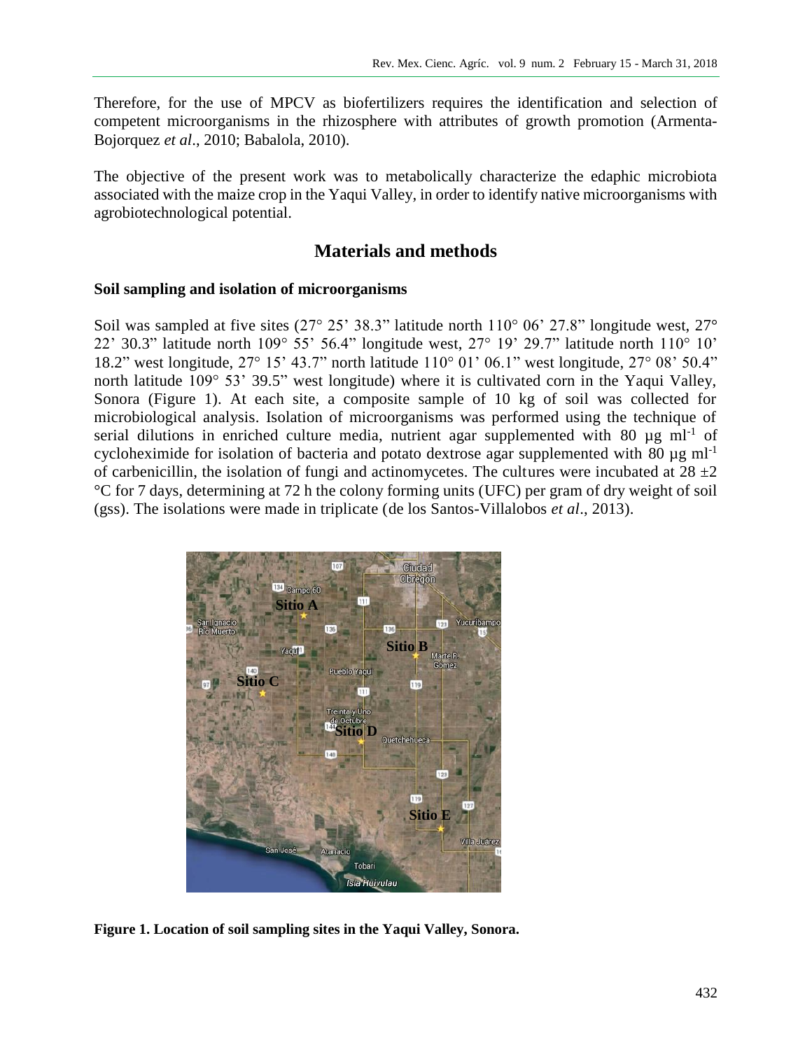Therefore, for the use of MPCV as biofertilizers requires the identification and selection of competent microorganisms in the rhizosphere with attributes of growth promotion (Armenta-Bojorquez *et al*., 2010; Babalola, 2010).

The objective of the present work was to metabolically characterize the edaphic microbiota associated with the maize crop in the Yaqui Valley, in order to identify native microorganisms with agrobiotechnological potential.

## Materials and methods

### Soil sampling and isolation of microorganisms

Soil was sampled at five sites (27° 25' 38.3" latitude north 110° 06' 27.8" longitude west, 27° 22' 30.3" latitude north 109° 55' 56.4" longitude west, 27° 19' 29.7" latitude north 110° 10' 18.2" west longitude, 27° 15' 43.7" north latitude 110° 01' 06.1" west longitude, 27° 08' 50.4" north latitude 109° 53' 39.5" west longitude) where it is cultivated corn in the Yaqui Valley, Sonora (Figure 1). At each site, a composite sample of 10 kg of soil was collected for microbiological analysis. Isolation of microorganisms was performed using the technique of serial dilutions in enriched culture media, nutrient agar supplemented with 80 µg $ml^{-1}$ of cycloheximide for isolation of bacteria and potato dextrose agar supplemented with 80 µg $ml^{-1}$ of carbenicillin, the isolation of fungi and actinomycetes. The cultures were incubated at 28 ±2 °C for 7 days, determining at 72 h the colony forming units (UFC) per gram of dry weight of soil (gss). The isolations were made in triplicate (de los Santos-Villalobos *et al*., 2013).

**Figure 1. Location of soil sampling sites in the Yaqui Valley, Sonora.**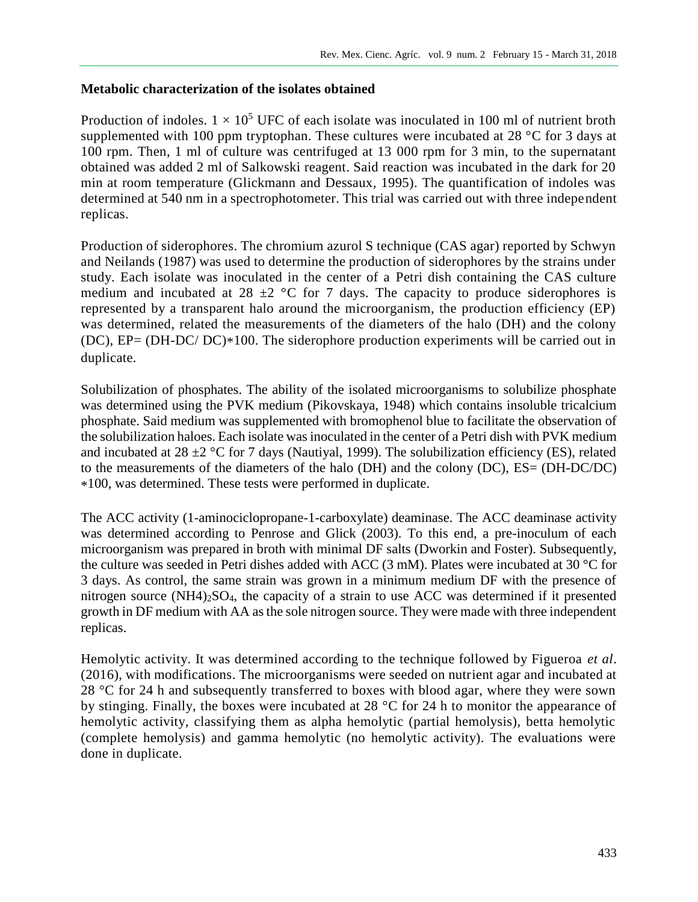**Metabolic characterization of the isolates obtained**

Production of indoles. $1 \times 10^5$ UFC of each isolate was inoculated in 100 ml of nutrient broth supplemented with 100 ppm tryptophan. These cultures were incubated at 28 °C for 3 days at 100 rpm. Then, 1 ml of culture was centrifuged at 13 000 rpm for 3 min, to the supernatant obtained was added 2 ml of Salkowski reagent. Said reaction was incubated in the dark for 20 min at room temperature (Glickmann and Dessaux, 1995). The quantification of indoles was determined at 540 nm in a spectrophotometer. This trial was carried out with three independent replicas.

Production of siderophores. The chromium azurol S technique (CAS agar) reported by Schwyn and Neilands (1987) was used to determine the production of siderophores by the strains under study. Each isolate was inoculated in the center of a Petri dish containing the CAS culture medium and incubated at 28 ±2 °C for 7 days. The capacity to produce siderophores is represented by a transparent halo around the microorganism, the production efficiency (EP) was determined, related the measurements of the diameters of the halo (DH) and the colony (DC), EP= (DH-DC/ DC)∗100. The siderophore production experiments will be carried out in duplicate.

Solubilization of phosphates. The ability of the isolated microorganisms to solubilize phosphate was determined using the PVK medium (Pikovskaya, 1948) which contains insoluble tricalcium phosphate. Said medium was supplemented with bromophenol blue to facilitate the observation of the solubilization haloes. Each isolate was inoculated in the center of a Petri dish with PVK medium and incubated at 28 ±2 °C for 7 days (Nautiyal, 1999). The solubilization efficiency (ES), related to the measurements of the diameters of the halo (DH) and the colony (DC), ES= (DH-DC/DC) ∗100, was determined. These tests were performed in duplicate.

The ACC activity (1-aminociclopropane-1-carboxylate) deaminase. The ACC deaminase activity was determined according to Penrose and Glick (2003). To this end, a pre-inoculum of each microorganism was prepared in broth with minimal DF salts (Dworkin and Foster). Subsequently, the culture was seeded in Petri dishes added with ACC (3 mM). Plates were incubated at 30 °C for 3 days. As control, the same strain was grown in a minimum medium DF with the presence of nitrogen source $(NH4)_2SO_4$, the capacity of a strain to use ACC was determined if it presented growth in DF medium with AA as the sole nitrogen source. They were made with three independent replicas.

Hemolytic activity. It was determined according to the technique followed by Figueroa *et al*. (2016), with modifications. The microorganisms were seeded on nutrient agar and incubated at 28 °C for 24 h and subsequently transferred to boxes with blood agar, where they were sown by stinging. Finally, the boxes were incubated at 28 °C for 24 h to monitor the appearance of hemolytic activity, classifying them as alpha hemolytic (partial hemolysis), betta hemolytic (complete hemolysis) and gamma hemolytic (no hemolytic activity). The evaluations were done in duplicate.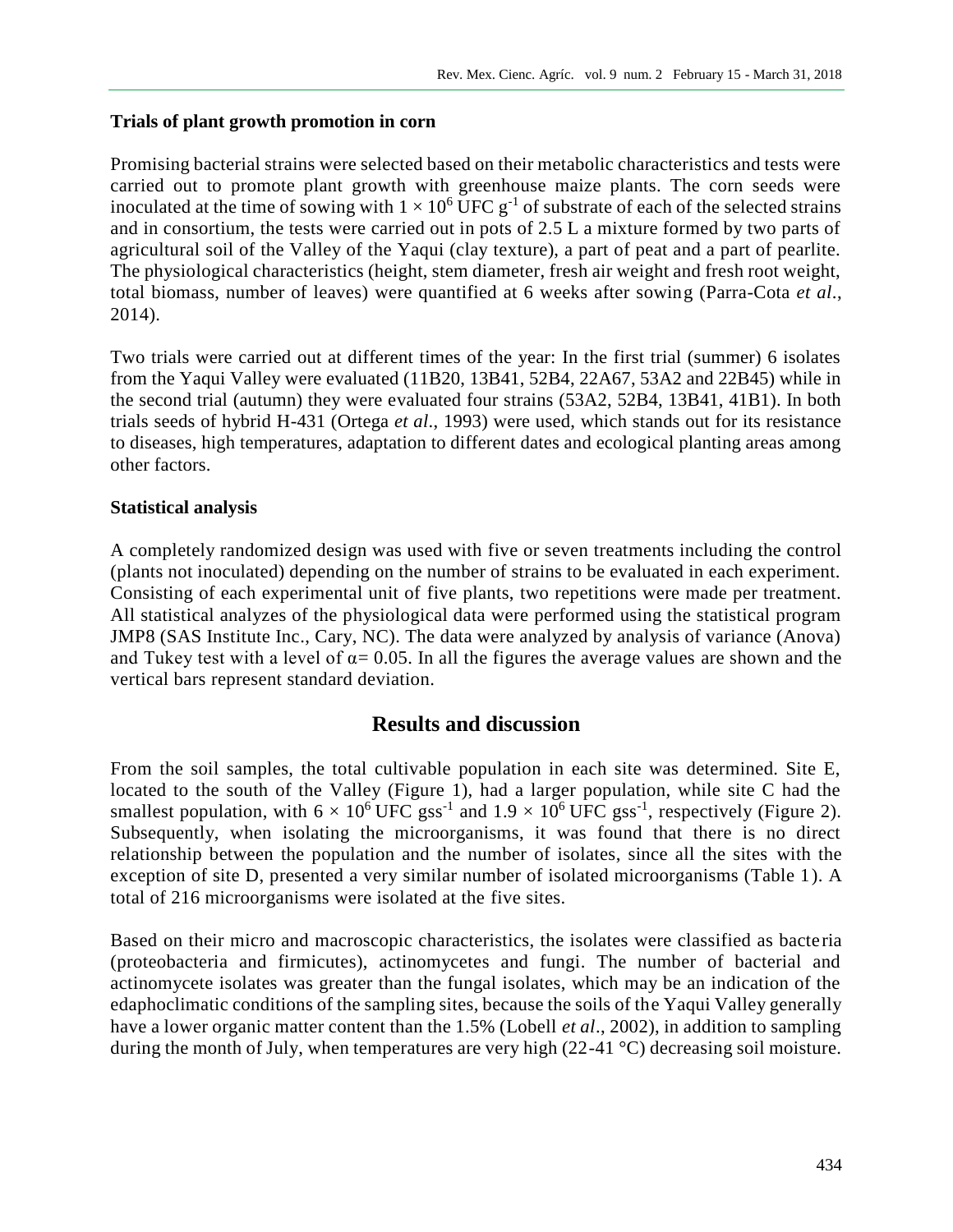### Trials of plant growth promotion in corn

Promising bacterial strains were selected based on their metabolic characteristics and tests were carried out to promote plant growth with greenhouse maize plants. The corn seeds were inoculated at the time of sowing with $1 \times 10^6$ UFC $g^{-1}$ of substrate of each of the selected strains and in consortium, the tests were carried out in pots of 2.5 L a mixture formed by two parts of agricultural soil of the Valley of the Yaqui (clay texture), a part of peat and a part of pearlite. The physiological characteristics (height, stem diameter, fresh air weight and fresh root weight, total biomass, number of leaves) were quantified at 6 weeks after sowing (Parra-Cota *et al*., 2014).

Two trials were carried out at different times of the year: In the first trial (summer) 6 isolates from the Yaqui Valley were evaluated (11B20, 13B41, 52B4, 22A67, 53A2 and 22B45) while in the second trial (autumn) they were evaluated four strains (53A2, 52B4, 13B41, 41B1). In both trials seeds of hybrid H-431 (Ortega *et al*., 1993) were used, which stands out for its resistance to diseases, high temperatures, adaptation to different dates and ecological planting areas among other factors.

### Statistical analysis

A completely randomized design was used with five or seven treatments including the control (plants not inoculated) depending on the number of strains to be evaluated in each experiment. Consisting of each experimental unit of five plants, two repetitions were made per treatment. All statistical analyzes of the physiological data were performed using the statistical program JMP8 (SAS Institute Inc., Cary, NC). The data were analyzed by analysis of variance (Anova) and Tukey test with a level of $\alpha = 0.05$. In all the figures the average values are shown and the vertical bars represent standard deviation.

## Results and discussion

From the soil samples, the total cultivable population in each site was determined. Site E, located to the south of the Valley (Figure 1), had a larger population, while site C had the smallest population, with $6 \times 10^6$ UFC $gss^{-1}$ and $1.9 \times 10^6$ UFC $gss^{-1}$, respectively (Figure 2). Subsequently, when isolating the microorganisms, it was found that there is no direct relationship between the population and the number of isolates, since all the sites with the exception of site D, presented a very similar number of isolated microorganisms (Table 1). A total of 216 microorganisms were isolated at the five sites.

Based on their micro and macroscopic characteristics, the isolates were classified as bacteria (proteobacteria and firmicutes), actinomycetes and fungi. The number of bacterial and actinomycete isolates was greater than the fungal isolates, which may be an indication of the edaphoclimatic conditions of the sampling sites, because the soils of the Yaqui Valley generally have a lower organic matter content than the 1.5% (Lobell *et al*., 2002), in addition to sampling during the month of July, when temperatures are very high (22-41 °C) decreasing soil moisture.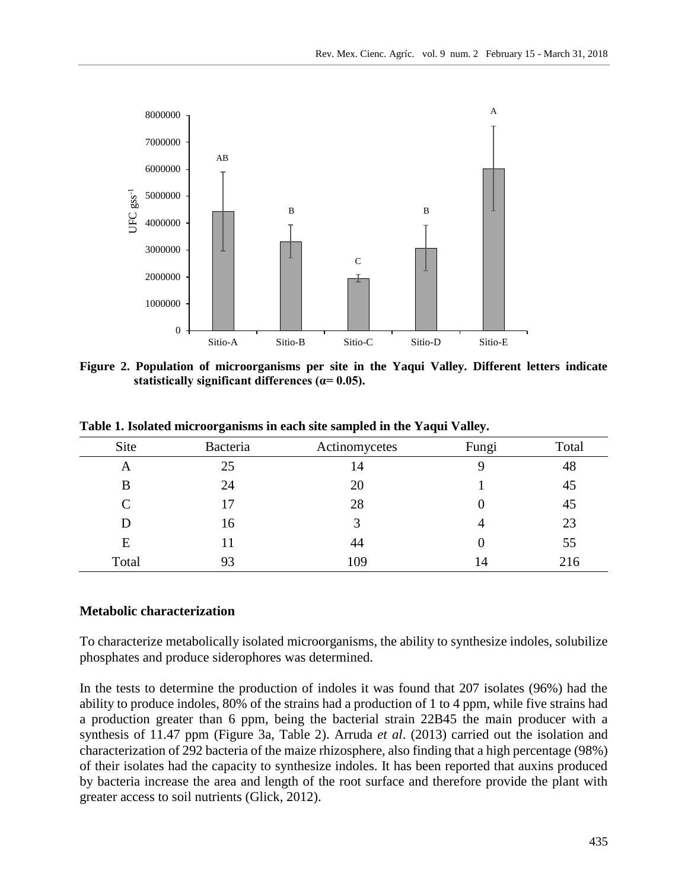**Figure 2. Population of microorganisms per site in the Yaqui Valley. Different letters indicate statistically significant differences (α= 0.05).**

**Table 1. Isolated microorganisms in each site sampled in the Yaqui Valley.**

| Site | Bacteria | Actinomycetes | Fungi | Total |
|---|---|---|---|---|
| A | 25 | 14 | 9 | 48 |
| B | 24 | 20 | 1 | 45 |
| C | 17 | 28 | 0 | 45 |
| D | 16 | 3 | 4 | 23 |
| E | 11 | 44 | 0 | 55 |
| Total | 93 | 109 | 14 | 216 |

### Metabolic characterization

To characterize metabolically isolated microorganisms, the ability to synthesize indoles, solubilize phosphates and produce siderophores was determined.

In the tests to determine the production of indoles it was found that 207 isolates (96%) had the ability to produce indoles, 80% of the strains had a production of 1 to 4 ppm, while five strains had a production greater than 6 ppm, being the bacterial strain 22B45 the main producer with a synthesis of 11.47 ppm (Figure 3a, Table 2). Arruda *et al*. (2013) carried out the isolation and characterization of 292 bacteria of the maize rhizosphere, also finding that a high percentage (98%) of their isolates had the capacity to synthesize indoles. It has been reported that auxins produced by bacteria increase the area and length of the root surface and therefore provide the plant with greater access to soil nutrients (Glick, 2012).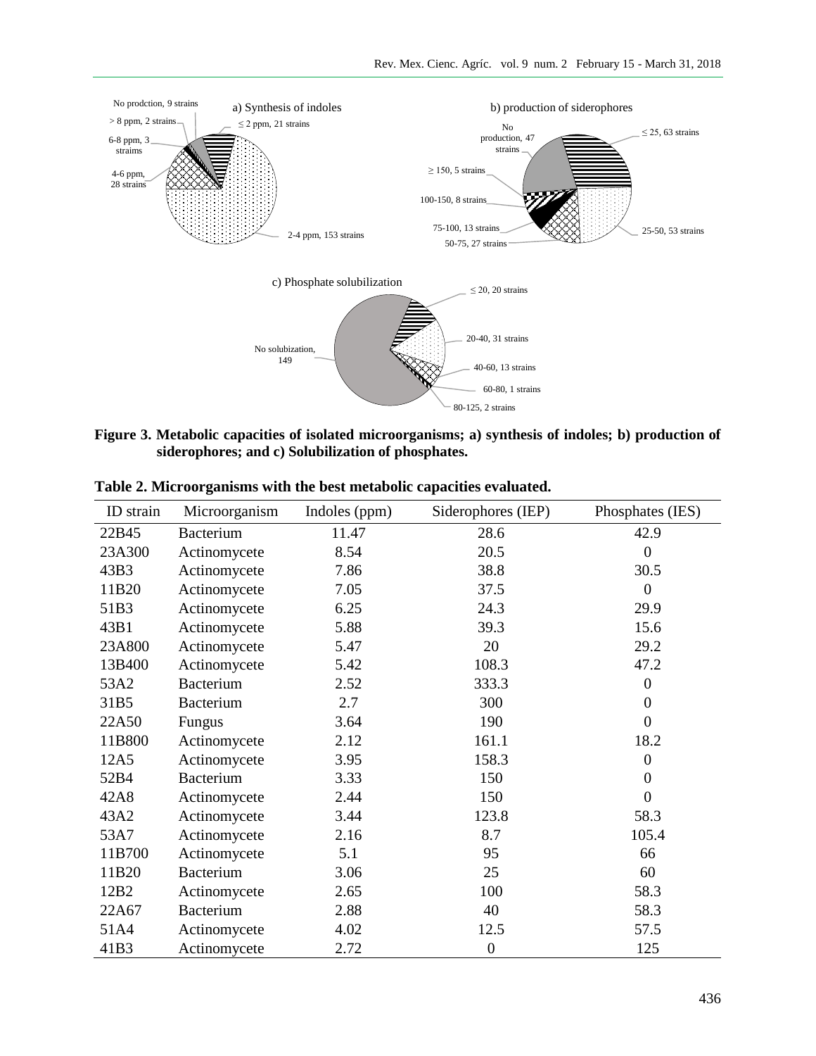**Figure 3. Metabolic capacities of isolated microorganisms; a) synthesis of indoles; b) production of siderophores; and c) Solubilization of phosphates.**

**Table 2. Microorganisms with the best metabolic capacities evaluated.**

| ID strain | Microorganism | Indoles (ppm) | Siderophores (IEP) | Phosphates (IES) |
|---|---|---|---|---|
| 22B45 | Bacterium | 11.47 | 28.6 | 42.9 |
| 23A300 | Actinomycete | 8.54 | 20.5 | 0 |
| 43B3 | Actinomycete | 7.86 | 38.8 | 30.5 |
| 11B20 | Actinomycete | 7.05 | 37.5 | 0 |
| 51B3 | Actinomycete | 6.25 | 24.3 | 29.9 |
| 43B1 | Actinomycete | 5.88 | 39.3 | 15.6 |
| 23A800 | Actinomycete | 5.47 | 20 | 29.2 |
| 13B400 | Actinomycete | 5.42 | 108.3 | 47.2 |
| 53A2 | Bacterium | 2.52 | 333.3 | 0 |
| 31B5 | Bacterium | 2.7 | 300 | 0 |
| 22A50 | Fungus | 3.64 | 190 | 0 |
| 11B800 | Actinomycete | 2.12 | 161.1 | 18.2 |
| 12A5 | Actinomycete | 3.95 | 158.3 | 0 |
| 52B4 | Bacterium | 3.33 | 150 | 0 |
| 42A8 | Actinomycete | 2.44 | 150 | 0 |
| 43A2 | Actinomycete | 3.44 | 123.8 | 58.3 |
| 53A7 | Actinomycete | 2.16 | 8.7 | 105.4 |
| 11B700 | Actinomycete | 5.1 | 95 | 66 |
| 11B20 | Bacterium | 3.06 | 25 | 60 |
| 12B2 | Actinomycete | 2.65 | 100 | 58.3 |
| 22A67 | Bacterium | 2.88 | 40 | 58.3 |
| 51A4 | Actinomycete | 4.02 | 12.5 | 57.5 |
| 41B3 | Actinomycete | 2.72 | 0 | 125 |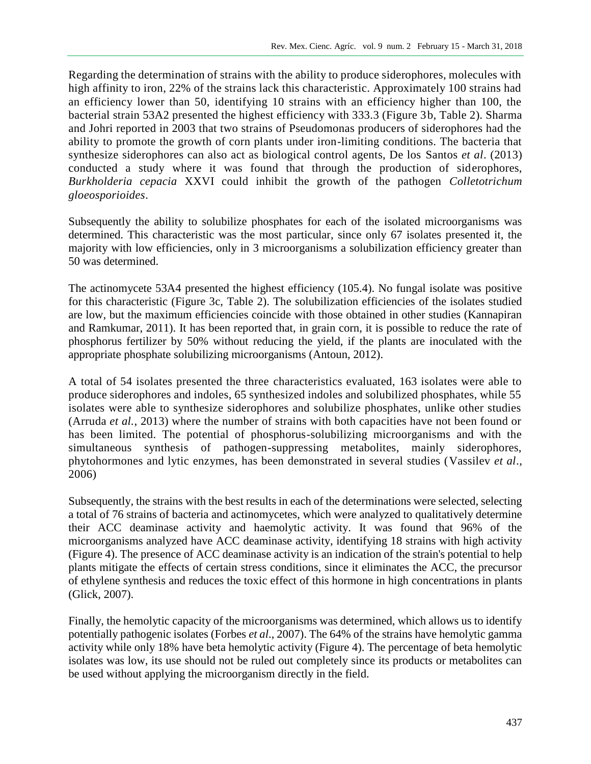Regarding the determination of strains with the ability to produce siderophores, molecules with high affinity to iron, 22% of the strains lack this characteristic. Approximately 100 strains had an efficiency lower than 50, identifying 10 strains with an efficiency higher than 100, the bacterial strain 53A2 presented the highest efficiency with 333.3 (Figure 3b, Table 2). Sharma and Johri reported in 2003 that two strains of Pseudomonas producers of siderophores had the ability to promote the growth of corn plants under iron-limiting conditions. The bacteria that synthesize siderophores can also act as biological control agents, De los Santos *et al*. (2013) conducted a study where it was found that through the production of siderophores, *Burkholderia cepacia* XXVI could inhibit the growth of the pathogen *Colletotrichum gloeosporioides*.

Subsequently the ability to solubilize phosphates for each of the isolated microorganisms was determined. This characteristic was the most particular, since only 67 isolates presented it, the majority with low efficiencies, only in 3 microorganisms a solubilization efficiency greater than 50 was determined.

The actinomycete 53A4 presented the highest efficiency (105.4). No fungal isolate was positive for this characteristic (Figure 3c, Table 2). The solubilization efficiencies of the isolates studied are low, but the maximum efficiencies coincide with those obtained in other studies (Kannapiran and Ramkumar, 2011). It has been reported that, in grain corn, it is possible to reduce the rate of phosphorus fertilizer by 50% without reducing the yield, if the plants are inoculated with the appropriate phosphate solubilizing microorganisms (Antoun, 2012).

A total of 54 isolates presented the three characteristics evaluated, 163 isolates were able to produce siderophores and indoles, 65 synthesized indoles and solubilized phosphates, while 55 isolates were able to synthesize siderophores and solubilize phosphates, unlike other studies (Arruda *et al.,* 2013) where the number of strains with both capacities have not been found or has been limited. The potential of phosphorus-solubilizing microorganisms and with the simultaneous synthesis of pathogen-suppressing metabolites, mainly siderophores, phytohormones and lytic enzymes, has been demonstrated in several studies (Vassilev *et al*., 2006)

Subsequently, the strains with the best results in each of the determinations were selected, selecting a total of 76 strains of bacteria and actinomycetes, which were analyzed to qualitatively determine their ACC deaminase activity and haemolytic activity. It was found that 96% of the microorganisms analyzed have ACC deaminase activity, identifying 18 strains with high activity (Figure 4). The presence of ACC deaminase activity is an indication of the strain's potential to help plants mitigate the effects of certain stress conditions, since it eliminates the ACC, the precursor of ethylene synthesis and reduces the toxic effect of this hormone in high concentrations in plants (Glick, 2007).

Finally, the hemolytic capacity of the microorganisms was determined, which allows us to identify potentially pathogenic isolates (Forbes *et al*., 2007). The 64% of the strains have hemolytic gamma activity while only 18% have beta hemolytic activity (Figure 4). The percentage of beta hemolytic isolates was low, its use should not be ruled out completely since its products or metabolites can be used without applying the microorganism directly in the field.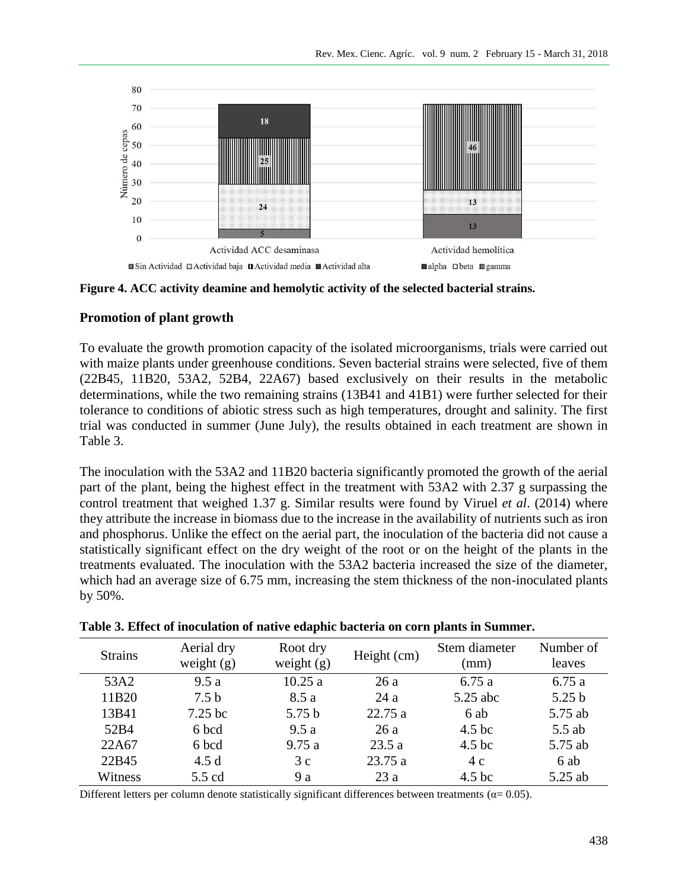**Figure 4. ACC activity deamine and hemolytic activity of the selected bacterial strains.**

## Promotion of plant growth

To evaluate the growth promotion capacity of the isolated microorganisms, trials were carried out with maize plants under greenhouse conditions. Seven bacterial strains were selected, five of them (22B45, 11B20, 53A2, 52B4, 22A67) based exclusively on their results in the metabolic determinations, while the two remaining strains (13B41 and 41B1) were further selected for their tolerance to conditions of abiotic stress such as high temperatures, drought and salinity. The first trial was conducted in summer (June July), the results obtained in each treatment are shown in Table 3.

The inoculation with the 53A2 and 11B20 bacteria significantly promoted the growth of the aerial part of the plant, being the highest effect in the treatment with 53A2 with 2.37 g surpassing the control treatment that weighed 1.37 g. Similar results were found by Viruel *et al*. (2014) where they attribute the increase in biomass due to the increase in the availability of nutrients such as iron and phosphorus. Unlike the effect on the aerial part, the inoculation of the bacteria did not cause a statistically significant effect on the dry weight of the root or on the height of the plants in the treatments evaluated. The inoculation with the 53A2 bacteria increased the size of the diameter, which had an average size of 6.75 mm, increasing the stem thickness of the non-inoculated plants by 50%.

**Table 3. Effect of inoculation of native edaphic bacteria on corn plants in Summer.**

| Strains | Aerial dry weight (g) | Root dry weight (g) | Height (cm) | Stem diameter (mm) | Number of leaves |
|---|---|---|---|---|---|
| 53A2 | 9.5 a | 10.25 a | 26 a | 6.75 a | 6.75 a |
| 11B20 | 7.5 b | 8.5 a | 24 a | 5.25 abc | 5.25 b |
| 13B41 | 7.25 bc | 5.75 b | 22.75 a | 6 ab | 5.75 ab |
| 52B4 | 6 bcd | 9.5 a | 26 a | 4.5 bc | 5.5 ab |
| 22A67 | 6 bcd | 9.75 a | 23.5 a | 4.5 bc | 5.75 ab |
| 22B45 | 4.5 d | 3 c | 23.75 a | 4 c | 6 ab |
| Witness | 5.5 cd | 9 a | 23 a | 4.5 bc | 5.25 ab |

Different letters per column denote statistically significant differences between treatments ($\alpha$= 0.05).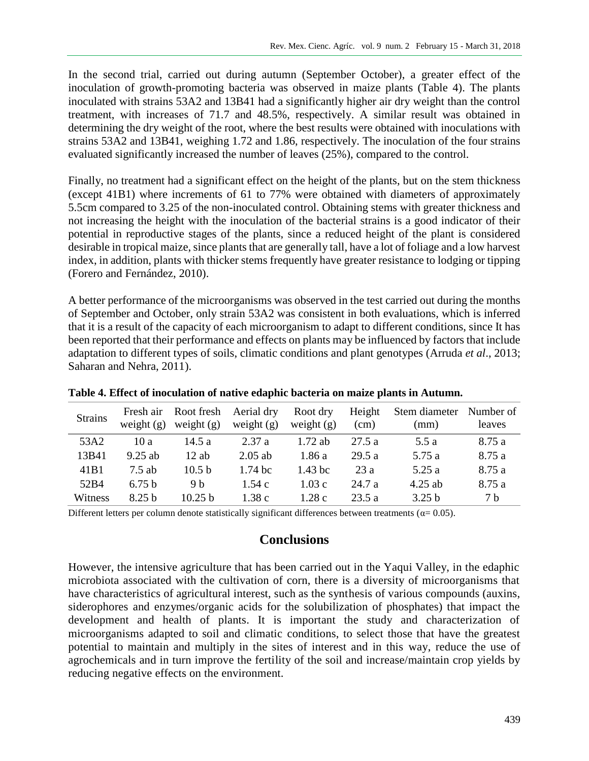In the second trial, carried out during autumn (September October), a greater effect of the inoculation of growth-promoting bacteria was observed in maize plants (Table 4). The plants inoculated with strains 53A2 and 13B41 had a significantly higher air dry weight than the control treatment, with increases of 71.7 and 48.5%, respectively. A similar result was obtained in determining the dry weight of the root, where the best results were obtained with inoculations with strains 53A2 and 13B41, weighing 1.72 and 1.86, respectively. The inoculation of the four strains evaluated significantly increased the number of leaves (25%), compared to the control.

Finally, no treatment had a significant effect on the height of the plants, but on the stem thickness (except 41B1) where increments of 61 to 77% were obtained with diameters of approximately 5.5cm compared to 3.25 of the non-inoculated control. Obtaining stems with greater thickness and not increasing the height with the inoculation of the bacterial strains is a good indicator of their potential in reproductive stages of the plants, since a reduced height of the plant is considered desirable in tropical maize, since plants that are generally tall, have a lot of foliage and a low harvest index, in addition, plants with thicker stems frequently have greater resistance to lodging or tipping (Forero and Fernández, 2010).

A better performance of the microorganisms was observed in the test carried out during the months of September and October, only strain 53A2 was consistent in both evaluations, which is inferred that it is a result of the capacity of each microorganism to adapt to different conditions, since It has been reported that their performance and effects on plants may be influenced by factors that include adaptation to different types of soils, climatic conditions and plant genotypes (Arruda *et al*., 2013; Saharan and Nehra, 2011).

**Table 4. Effect of inoculation of native edaphic bacteria on maize plants in Autumn.**

| Strains | Fresh air weight (g) | Root fresh weight (g) | Aerial dry weight (g) | Root dry weight (g) | Height (cm) | Stem diameter (mm) | Number of leaves |
|---|---|---|---|---|---|---|---|
| 53A2 | 10 a | 14.5 a | 2.37 a | 1.72 ab | 27.5 a | 5.5 a | 8.75 a |
| 13B41 | 9.25 ab | 12 ab | 2.05 ab | 1.86 a | 29.5 a | 5.75 a | 8.75 a |
| 41B1 | 7.5 ab | 10.5 b | 1.74 bc | 1.43 bc | 23 a | 5.25 a | 8.75 a |
| 52B4 | 6.75 b | 9 b | 1.54 c | 1.03 c | 24.7 a | 4.25 ab | 8.75 a |
| Witness | 8.25 b | 10.25 b | 1.38 c | 1.28 c | 23.5 a | 3.25 b | 7 b |

Different letters per column denote statistically significant differences between treatments ($\alpha = 0.05$).

## Conclusions

However, the intensive agriculture that has been carried out in the Yaqui Valley, in the edaphic microbiota associated with the cultivation of corn, there is a diversity of microorganisms that have characteristics of agricultural interest, such as the synthesis of various compounds (auxins, siderophores and enzymes/organic acids for the solubilization of phosphates) that impact the development and health of plants. It is important the study and characterization of microorganisms adapted to soil and climatic conditions, to select those that have the greatest potential to maintain and multiply in the sites of interest and in this way, reduce the use of agrochemicals and in turn improve the fertility of the soil and increase/maintain crop yields by reducing negative effects on the environment.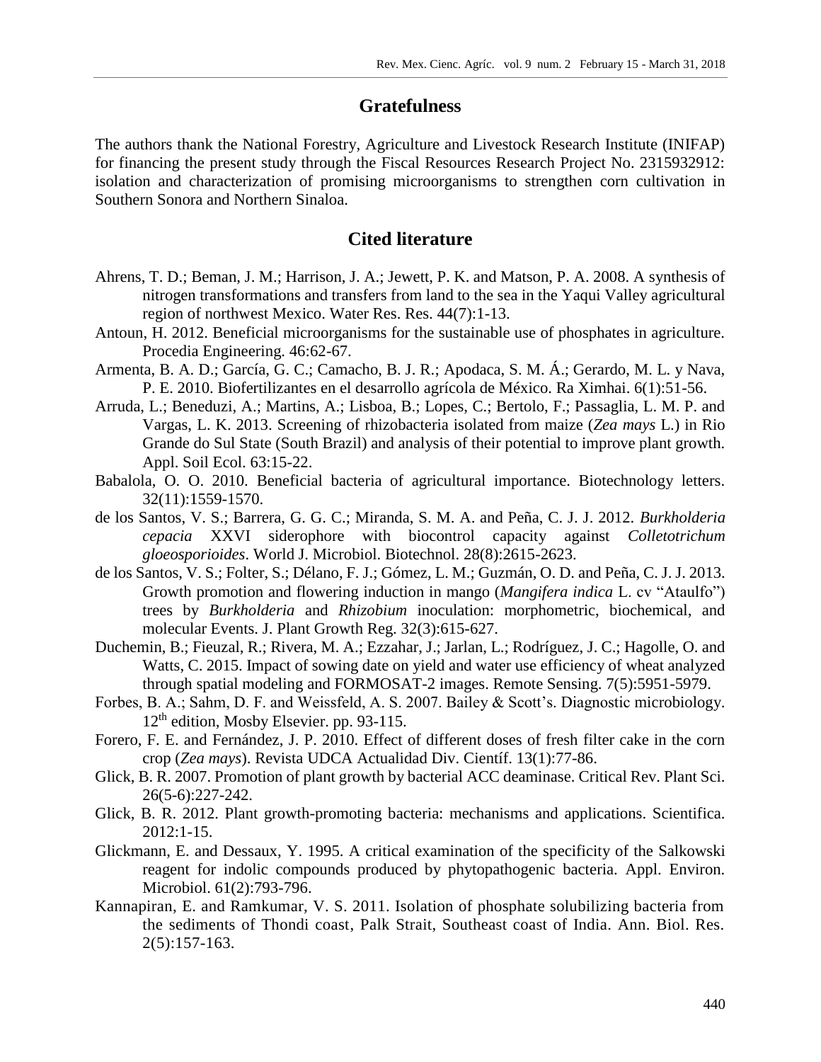## Gratefulness

The authors thank the National Forestry, Agriculture and Livestock Research Institute (INIFAP) for financing the present study through the Fiscal Resources Research Project No. 2315932912: isolation and characterization of promising microorganisms to strengthen corn cultivation in Southern Sonora and Northern Sinaloa.

## Cited literature

Ahrens, T. D.; Beman, J. M.; Harrison, J. A.; Jewett, P. K. and Matson, P. A. 2008. A synthesis of nitrogen transformations and transfers from land to the sea in the Yaqui Valley agricultural region of northwest Mexico. Water Res. Res. 44(7):1-13.

Antoun, H. 2012. Beneficial microorganisms for the sustainable use of phosphates in agriculture. Procedia Engineering. 46:62-67.

Armenta, B. A. D.; García, G. C.; Camacho, B. J. R.; Apodaca, S. M. Á.; Gerardo, M. L. y Nava, P. E. 2010. Biofertilizantes en el desarrollo agrícola de México. Ra Ximhai. 6(1):51-56.

Arruda, L.; Beneduzi, A.; Martins, A.; Lisboa, B.; Lopes, C.; Bertolo, F.; Passaglia, L. M. P. and Vargas, L. K. 2013. Screening of rhizobacteria isolated from maize (*Zea mays* L.) in Rio Grande do Sul State (South Brazil) and analysis of their potential to improve plant growth. Appl. Soil Ecol. 63:15-22.

Babalola, O. O. 2010. Beneficial bacteria of agricultural importance. Biotechnology letters. 32(11):1559-1570.

de los Santos, V. S.; Barrera, G. G. C.; Miranda, S. M. A. and Peña, C. J. J. 2012. *Burkholderia cepacia* XXVI siderophore with biocontrol capacity against *Colletotrichum gloeosporioides*. World J. Microbiol. Biotechnol. 28(8):2615-2623.

de los Santos, V. S.; Folter, S.; Délano, F. J.; Gómez, L. M.; Guzmán, O. D. and Peña, C. J. J. 2013. Growth promotion and flowering induction in mango (*Mangifera indica* L. cv "Ataulfo") trees by *Burkholderia* and *Rhizobium* inoculation: morphometric, biochemical, and molecular Events. J. Plant Growth Reg. 32(3):615-627.

Duchemin, B.; Fieuzal, R.; Rivera, M. A.; Ezzahar, J.; Jarlan, L.; Rodríguez, J. C.; Hagolle, O. and Watts, C. 2015. Impact of sowing date on yield and water use efficiency of wheat analyzed through spatial modeling and FORMOSAT-2 images. Remote Sensing. 7(5):5951-5979.

Forbes, B. A.; Sahm, D. F. and Weissfeld, A. S. 2007. Bailey & Scott's. Diagnostic microbiology. 12th edition, Mosby Elsevier. pp. 93-115.

Forero, F. E. and Fernández, J. P. 2010. Effect of different doses of fresh filter cake in the corn crop (*Zea mays*). Revista UDCA Actualidad Div. Científ. 13(1):77-86.

Glick, B. R. 2007. Promotion of plant growth by bacterial ACC deaminase. Critical Rev. Plant Sci. 26(5-6):227-242.

Glick, B. R. 2012. Plant growth-promoting bacteria: mechanisms and applications. Scientifica. 2012:1-15.

Glickmann, E. and Dessaux, Y. 1995. A critical examination of the specificity of the Salkowski reagent for indolic compounds produced by phytopathogenic bacteria. Appl. Environ. Microbiol. 61(2):793-796.

Kannapiran, E. and Ramkumar, V. S. 2011. Isolation of phosphate solubilizing bacteria from the sediments of Thondi coast, Palk Strait, Southeast coast of India. Ann. Biol. Res. 2(5):157-163.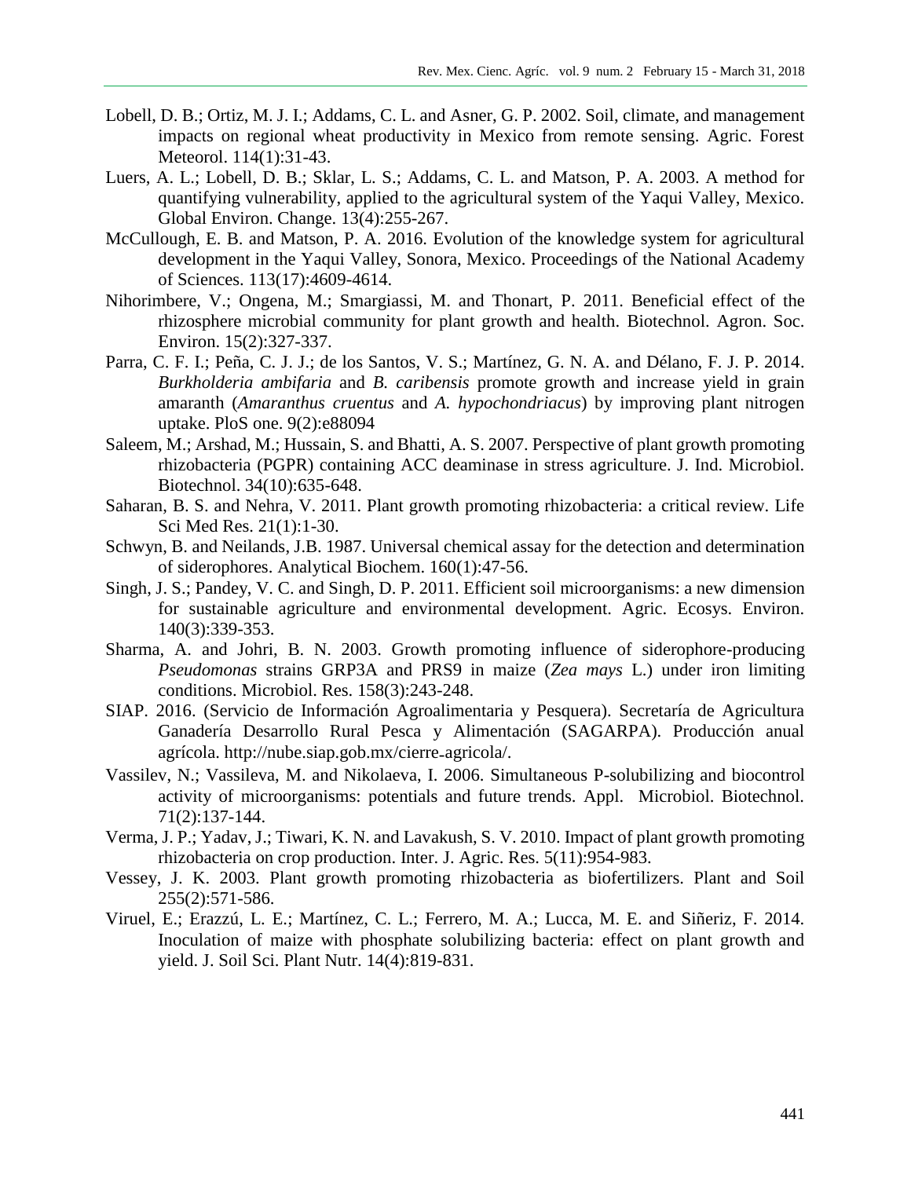Lobell, D. B.; Ortiz, M. J. I.; Addams, C. L. and Asner, G. P. 2002. Soil, climate, and management impacts on regional wheat productivity in Mexico from remote sensing. Agric. Forest Meteorol. 114(1):31-43.

Luers, A. L.; Lobell, D. B.; Sklar, L. S.; Addams, C. L. and Matson, P. A. 2003. A method for quantifying vulnerability, applied to the agricultural system of the Yaqui Valley, Mexico. Global Environ. Change. 13(4):255-267.

McCullough, E. B. and Matson, P. A. 2016. Evolution of the knowledge system for agricultural development in the Yaqui Valley, Sonora, Mexico. Proceedings of the National Academy of Sciences. 113(17):4609-4614.

Nihorimbere, V.; Ongena, M.; Smargiassi, M. and Thonart, P. 2011. Beneficial effect of the rhizosphere microbial community for plant growth and health. Biotechnol. Agron. Soc. Environ. 15(2):327-337.

Parra, C. F. I.; Peña, C. J. J.; de los Santos, V. S.; Martínez, G. N. A. and Délano, F. J. P. 2014. *Burkholderia ambifaria* and *B. caribensis* promote growth and increase yield in grain amaranth (*Amaranthus cruentus* and *A. hypochondriacus*) by improving plant nitrogen uptake. PloS one. 9(2):e88094

Saleem, M.; Arshad, M.; Hussain, S. and Bhatti, A. S. 2007. Perspective of plant growth promoting rhizobacteria (PGPR) containing ACC deaminase in stress agriculture. J. Ind. Microbiol. Biotechnol. 34(10):635-648.

Saharan, B. S. and Nehra, V. 2011. Plant growth promoting rhizobacteria: a critical review. Life Sci Med Res. 21(1):1-30.

Schwyn, B. and Neilands, J.B. 1987. Universal chemical assay for the detection and determination of siderophores. Analytical Biochem. 160(1):47-56.

Singh, J. S.; Pandey, V. C. and Singh, D. P. 2011. Efficient soil microorganisms: a new dimension for sustainable agriculture and environmental development. Agric. Ecosys. Environ. 140(3):339-353.

Sharma, A. and Johri, B. N. 2003. Growth promoting influence of siderophore-producing *Pseudomonas* strains GRP3A and PRS9 in maize (*Zea mays* L.) under iron limiting conditions. Microbiol. Res. 158(3):243-248.

SIAP. 2016. (Servicio de Información Agroalimentaria y Pesquera). Secretaría de Agricultura Ganadería Desarrollo Rural Pesca y Alimentación (SAGARPA). Producción anual agrícola. http://nube.siap.gob.mx/cierre_agricola/.

Vassilev, N.; Vassileva, M. and Nikolaeva, I. 2006. Simultaneous P-solubilizing and biocontrol activity of microorganisms: potentials and future trends. Appl. Microbiol. Biotechnol. 71(2):137-144.

Verma, J. P.; Yadav, J.; Tiwari, K. N. and Lavakush, S. V. 2010. Impact of plant growth promoting rhizobacteria on crop production. Inter. J. Agric. Res. 5(11):954-983.

Vessey, J. K. 2003. Plant growth promoting rhizobacteria as biofertilizers. Plant and Soil 255(2):571-586.

Viruel, E.; Erazzú, L. E.; Martínez, C. L.; Ferrero, M. A.; Lucca, M. E. and Siñeriz, F. 2014. Inoculation of maize with phosphate solubilizing bacteria: effect on plant growth and yield. J. Soil Sci. Plant Nutr. 14(4):819-831.